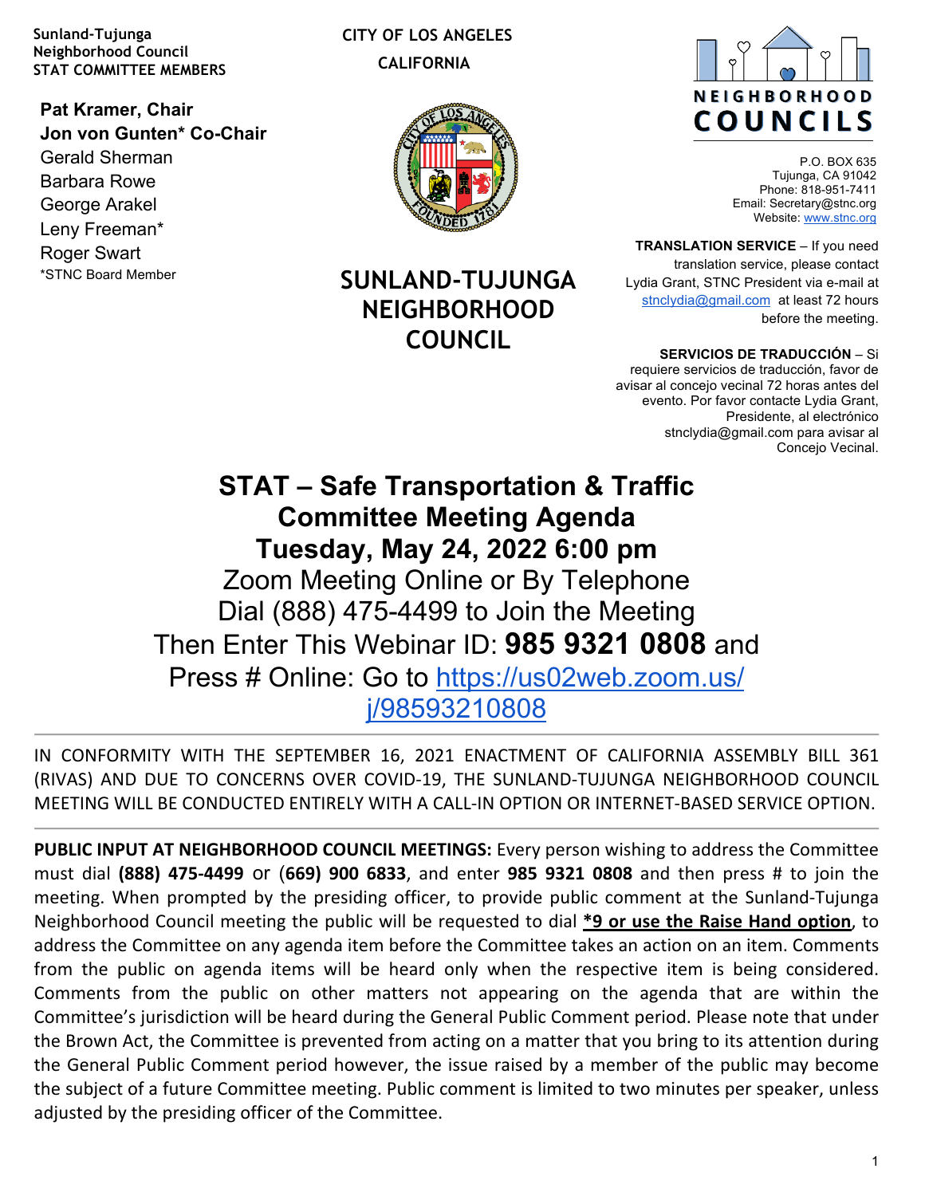Sunland-Tujunga
Neighborhood Council
STAT COMMITTEE MEMBERS

**Pat Kramer, Chair**
**Jon von Gunten* Co-Chair**
Gerald Sherman
Barbara Rowe
George Arakel
Leny Freeman*
Roger Swart
*STNC Board Member

CITY OF LOS ANGELES
CALIFORNIA

# SUNLAND-TUJUNGA NEIGHBORHOOD COUNCIL

NEIGHBORHOOD COUNCILS

P.O. BOX 635
Tujunga, CA 91042
Phone: 818-951-7411
Email: Secretary@stnc.org
Website: www.stnc.org

**TRANSLATION SERVICE** – If you need translation service, please contact Lydia Grant, STNC President via e-mail at stnclydia@gmail.com at least 72 hours before the meeting.

**SERVICIOS DE TRADUCCIÓN** – Si requiere servicios de traducción, favor de avisar al concejo vecinal 72 horas antes del evento. Por favor contacte Lydia Grant, Presidente, al electrónico stnclydia@gmail.com para avisar al Concejo Vecinal.

# STAT – Safe Transportation & Traffic Committee Meeting Agenda
# Tuesday, May 24, 2022 6:00 pm

Zoom Meeting Online or By Telephone
Dial (888) 475-4499 to Join the Meeting
Then Enter This Webinar ID: **985 9321 0808** and Press # Online: Go to https://us02web.zoom.us/j/98593210808

---

IN CONFORMITY WITH THE SEPTEMBER 16, 2021 ENACTMENT OF CALIFORNIA ASSEMBLY BILL 361 (RIVAS) AND DUE TO CONCERNS OVER COVID-19, THE SUNLAND-TUJUNGA NEIGHBORHOOD COUNCIL MEETING WILL BE CONDUCTED ENTIRELY WITH A CALL-IN OPTION OR INTERNET-BASED SERVICE OPTION.

---

**PUBLIC INPUT AT NEIGHBORHOOD COUNCIL MEETINGS:** Every person wishing to address the Committee must dial **(888) 475-4499** or (**669) 900 6833**, and enter **985 9321 0808** and then press # to join the meeting. When prompted by the presiding officer, to provide public comment at the Sunland-Tujunga Neighborhood Council meeting the public will be requested to dial **<u>*9 or use the Raise Hand option</u>**, to address the Committee on any agenda item before the Committee takes an action on an item. Comments from the public on agenda items will be heard only when the respective item is being considered. Comments from the public on other matters not appearing on the agenda that are within the Committee's jurisdiction will be heard during the General Public Comment period. Please note that under the Brown Act, the Committee is prevented from acting on a matter that you bring to its attention during the General Public Comment period however, the issue raised by a member of the public may become the subject of a future Committee meeting. Public comment is limited to two minutes per speaker, unless adjusted by the presiding officer of the Committee.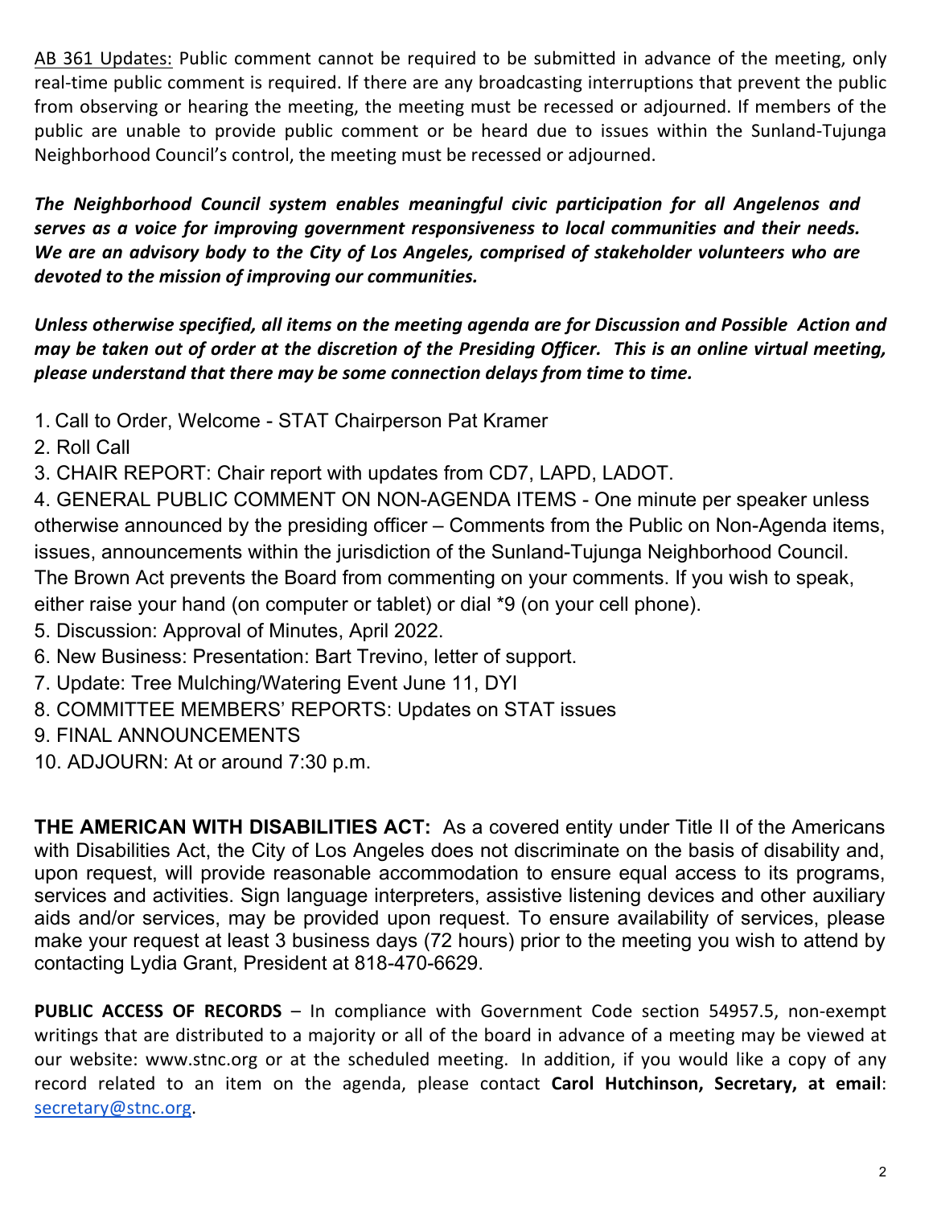<u>AB 361 Updates:</u> Public comment cannot be required to be submitted in advance of the meeting, only real-time public comment is required. If there are any broadcasting interruptions that prevent the public from observing or hearing the meeting, the meeting must be recessed or adjourned. If members of the public are unable to provide public comment or be heard due to issues within the Sunland-Tujunga Neighborhood Council's control, the meeting must be recessed or adjourned.

***The Neighborhood Council system enables meaningful civic participation for all Angelenos and serves as a voice for improving government responsiveness to local communities and their needs. We are an advisory body to the City of Los Angeles, comprised of stakeholder volunteers who are devoted to the mission of improving our communities.***

***Unless otherwise specified, all items on the meeting agenda are for Discussion and Possible Action and may be taken out of order at the discretion of the Presiding Officer. This is an online virtual meeting, please understand that there may be some connection delays from time to time.***

1. Call to Order, Welcome - STAT Chairperson Pat Kramer
2. Roll Call
3. CHAIR REPORT: Chair report with updates from CD7, LAPD, LADOT.
4. GENERAL PUBLIC COMMENT ON NON-AGENDA ITEMS - One minute per speaker unless otherwise announced by the presiding officer – Comments from the Public on Non-Agenda items, issues, announcements within the jurisdiction of the Sunland-Tujunga Neighborhood Council. The Brown Act prevents the Board from commenting on your comments. If you wish to speak, either raise your hand (on computer or tablet) or dial *9 (on your cell phone).
5. Discussion: Approval of Minutes, April 2022.
6. New Business: Presentation: Bart Trevino, letter of support.
7. Update: Tree Mulching/Watering Event June 11, DYI
8. COMMITTEE MEMBERS' REPORTS: Updates on STAT issues
9. FINAL ANNOUNCEMENTS
10. ADJOURN: At or around 7:30 p.m.

**THE AMERICAN WITH DISABILITIES ACT:** As a covered entity under Title II of the Americans with Disabilities Act, the City of Los Angeles does not discriminate on the basis of disability and, upon request, will provide reasonable accommodation to ensure equal access to its programs, services and activities. Sign language interpreters, assistive listening devices and other auxiliary aids and/or services, may be provided upon request. To ensure availability of services, please make your request at least 3 business days (72 hours) prior to the meeting you wish to attend by contacting Lydia Grant, President at 818-470-6629.

**PUBLIC ACCESS OF RECORDS** – In compliance with Government Code section 54957.5, non-exempt writings that are distributed to a majority or all of the board in advance of a meeting may be viewed at our website: www.stnc.org or at the scheduled meeting. In addition, if you would like a copy of any record related to an item on the agenda, please contact **Carol Hutchinson, Secretary, at email**: secretary@stnc.org.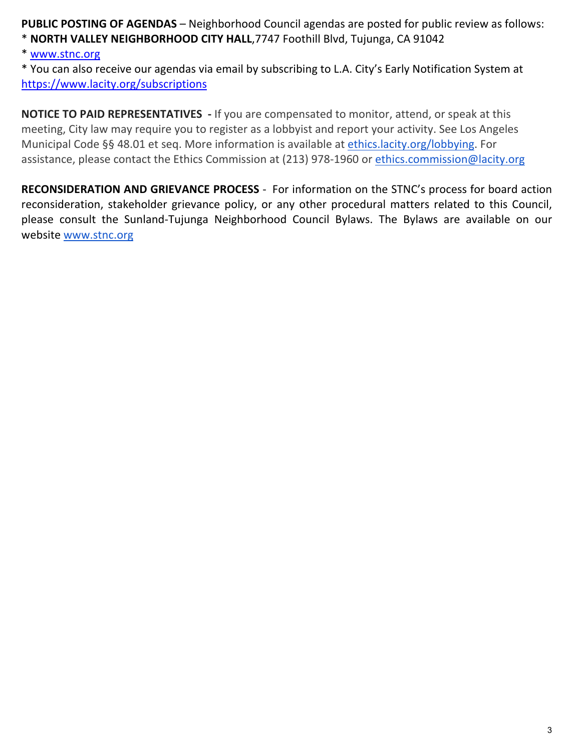**PUBLIC POSTING OF AGENDAS** – Neighborhood Council agendas are posted for public review as follows:
* **NORTH VALLEY NEIGHBORHOOD CITY HALL**,7747 Foothill Blvd, Tujunga, CA 91042
* www.stnc.org
* You can also receive our agendas via email by subscribing to L.A. City's Early Notification System at https://www.lacity.org/subscriptions

**NOTICE TO PAID REPRESENTATIVES -** If you are compensated to monitor, attend, or speak at this meeting, City law may require you to register as a lobbyist and report your activity. See Los Angeles Municipal Code §§ 48.01 et seq. More information is available at ethics.lacity.org/lobbying. For assistance, please contact the Ethics Commission at (213) 978-1960 or ethics.commission@lacity.org

**RECONSIDERATION AND GRIEVANCE PROCESS** - For information on the STNC's process for board action reconsideration, stakeholder grievance policy, or any other procedural matters related to this Council, please consult the Sunland-Tujunga Neighborhood Council Bylaws. The Bylaws are available on our website www.stnc.org